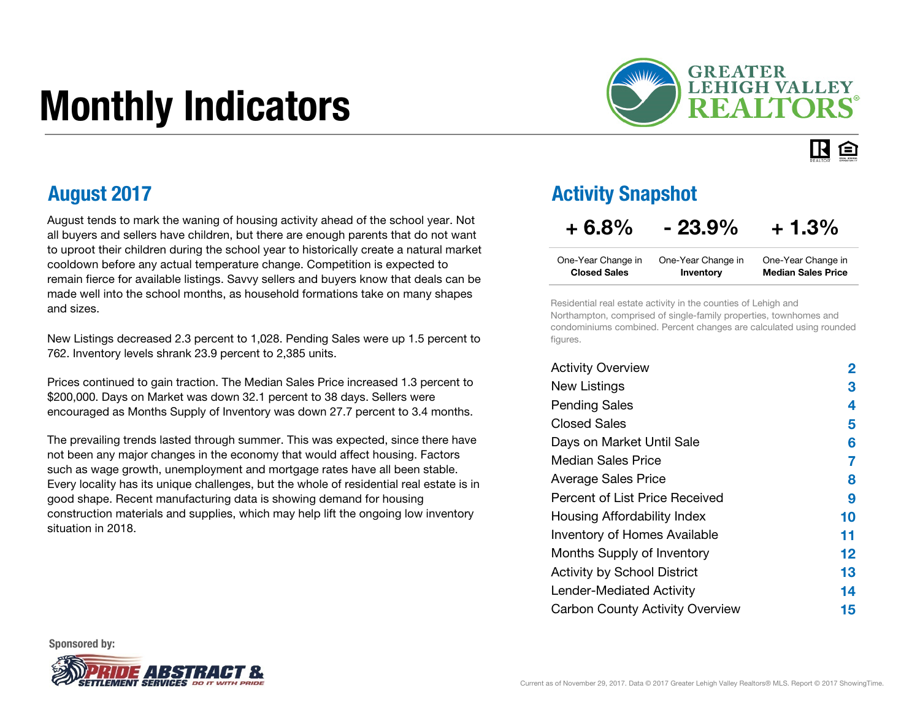# Monthly Indicators

GREATER LEHIGH VALLEY REALTORS®

## August 2017

August tends to mark the waning of housing activity ahead of the school year. Not all buyers and sellers have children, but there are enough parents that do not want to uproot their children during the school year to historically create a natural market cooldown before any actual temperature change. Competition is expected to remain fierce for available listings. Savvy sellers and buyers know that deals can be made well into the school months, as household formations take on many shapes and sizes.

New Listings decreased 2.3 percent to 1,028. Pending Sales were up 1.5 percent to 762. Inventory levels shrank 23.9 percent to 2,385 units.

Prices continued to gain traction. The Median Sales Price increased 1.3 percent to $200,000. Days on Market was down 32.1 percent to 38 days. Sellers were encouraged as Months Supply of Inventory was down 27.7 percent to 3.4 months.

The prevailing trends lasted through summer. This was expected, since there have not been any major changes in the economy that would affect housing. Factors such as wage growth, unemployment and mortgage rates have all been stable. Every locality has its unique challenges, but the whole of residential real estate is in good shape. Recent manufacturing data is showing demand for housing construction materials and supplies, which may help lift the ongoing low inventory situation in 2018.

## Activity Snapshot

| + 6.8% | - 23.9% | + 1.3% |
|---|---|---|
| One-Year Change in **Closed Sales** | One-Year Change in **Inventory** | One-Year Change in **Median Sales Price** |

Residential real estate activity in the counties of Lehigh and Northampton, comprised of single-family properties, townhomes and condominiums combined. Percent changes are calculated using rounded figures.

| | |
|---|---|
| Activity Overview | 2 |
| New Listings | 3 |
| Pending Sales | 4 |
| Closed Sales | 5 |
| Days on Market Until Sale | 6 |
| Median Sales Price | 7 |
| Average Sales Price | 8 |
| Percent of List Price Received | 9 |
| Housing Affordability Index | 10 |
| Inventory of Homes Available | 11 |
| Months Supply of Inventory | 12 |
| Activity by School District | 13 |
| Lender-Mediated Activity | 14 |
| Carbon County Activity Overview | 15 |

Sponsored by: PRIDE ABSTRACT & SETTLEMENT SERVICES DO IT WITH PRIDE

Current as of November 29, 2017. Data © 2017 Greater Lehigh Valley Realtors® MLS. Report © 2017 ShowingTime.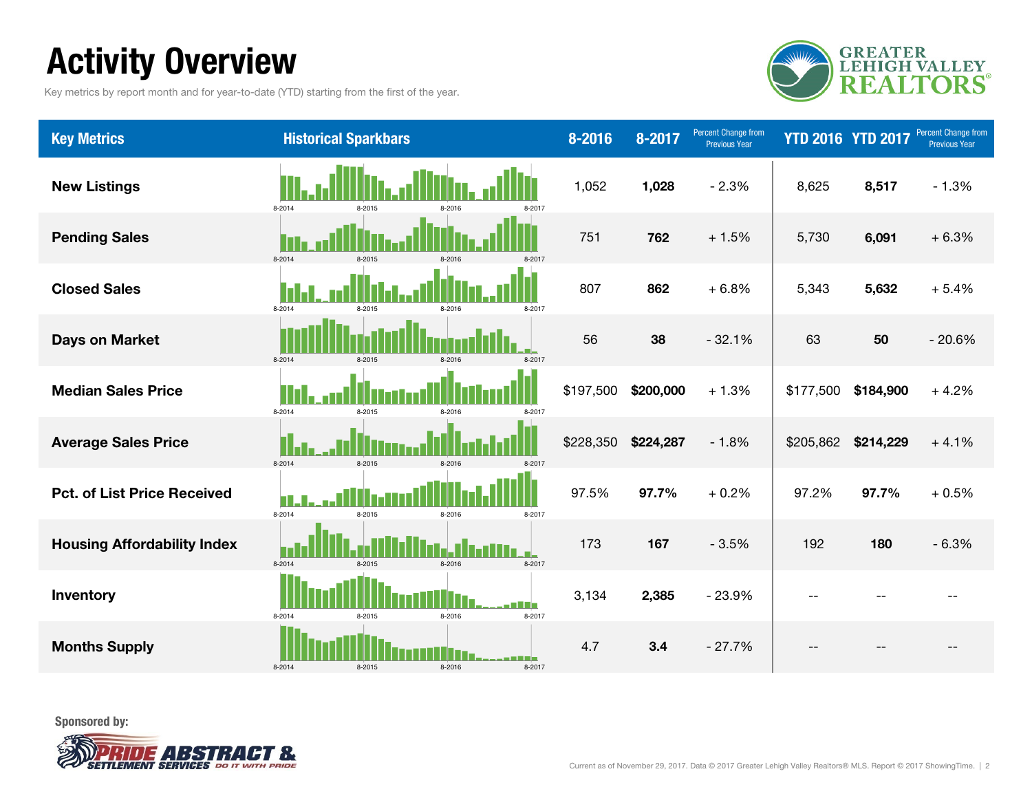# Activity Overview

Key metrics by report month and for year-to-date (YTD) starting from the first of the year.

| Key Metrics | Historical Sparkbars | 8-2016 | 8-2017 | Percent Change from Previous Year | YTD 2016 | YTD 2017 | Percent Change from Previous Year |
|---|---|---|---|---|---|---|---|
| New Listings | 8-2014 8-2015 8-2016 8-2017 | 1,052 | **1,028** | - 2.3% | 8,625 | **8,517** | - 1.3% |
| Pending Sales | 8-2014 8-2015 8-2016 8-2017 | 751 | **762** | + 1.5% | 5,730 | **6,091** | + 6.3% |
| Closed Sales | 8-2014 8-2015 8-2016 8-2017 | 807 | **862** | + 6.8% | 5,343 | **5,632** | + 5.4% |
| Days on Market | 8-2014 8-2015 8-2016 8-2017 | 56 | **38** | - 32.1% | 63 | **50** | - 20.6% |
| Median Sales Price | 8-2014 8-2015 8-2016 8-2017 | $197,500 | **$200,000** | + 1.3% | $177,500 | **$184,900** | + 4.2% |
| Average Sales Price | 8-2014 8-2015 8-2016 8-2017 | $228,350 | **$224,287** | - 1.8% | $205,862 | **$214,229** | + 4.1% |
| Pct. of List Price Received | 8-2014 8-2015 8-2016 8-2017 | 97.5% | **97.7%** | + 0.2% | 97.2% | **97.7%** | + 0.5% |
| Housing Affordability Index | 8-2014 8-2015 8-2016 8-2017 | 173 | **167** | - 3.5% | 192 | **180** | - 6.3% |
| Inventory | 8-2014 8-2015 8-2016 8-2017 | 3,134 | **2,385** | - 23.9% | -- | -- | -- |
| Months Supply | 8-2014 8-2015 8-2016 8-2017 | 4.7 | **3.4** | - 27.7% | -- | -- | -- |

Sponsored by:

Current as of November 29, 2017. Data © 2017 Greater Lehigh Valley Realtors® MLS. Report © 2017 ShowingTime.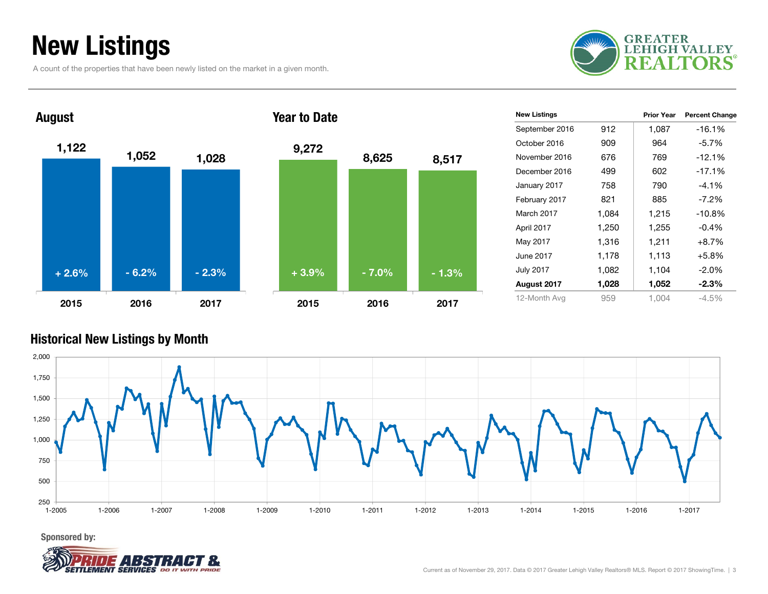# New Listings

A count of the properties that have been newly listed on the market in a given month.

GREATER LEHIGH VALLEY REALTORS®

## August

1,122
1,052
1,028

+ 2.6%
- 6.2%
- 2.3%

2015
2016
2017

## Year to Date

9,272
8,625
8,517

+ 3.9%
- 7.0%
- 1.3%

2015
2016
2017

| New Listings | | Prior Year | Percent Change |
|---|---|---|---|
| September 2016 | 912 | 1,087 | -16.1% |
| October 2016 | 909 | 964 | -5.7% |
| November 2016 | 676 | 769 | -12.1% |
| December 2016 | 499 | 602 | -17.1% |
| January 2017 | 758 | 790 | -4.1% |
| February 2017 | 821 | 885 | -7.2% |
| March 2017 | 1,084 | 1,215 | -10.8% |
| April 2017 | 1,250 | 1,255 | -0.4% |
| May 2017 | 1,316 | 1,211 | +8.7% |
| June 2017 | 1,178 | 1,113 | +5.8% |
| July 2017 | 1,082 | 1,104 | -2.0% |
| **August 2017** | **1,028** | **1,052** | **-2.3%** |
| 12-Month Avg | 959 | 1,004 | -4.5% |

## Historical New Listings by Month

2,000
1,750
1,500
1,250
1,000
750
500
250

1-2005
1-2006
1-2007
1-2008
1-2009
1-2010
1-2011
1-2012
1-2013
1-2014
1-2015
1-2016
1-2017

Sponsored by:

PRIDE ABSTRACT & SETTLEMENT SERVICES DO IT WITH PRIDE

Current as of November 29, 2017. Data © 2017 Greater Lehigh Valley Realtors® MLS. Report © 2017 ShowingTime.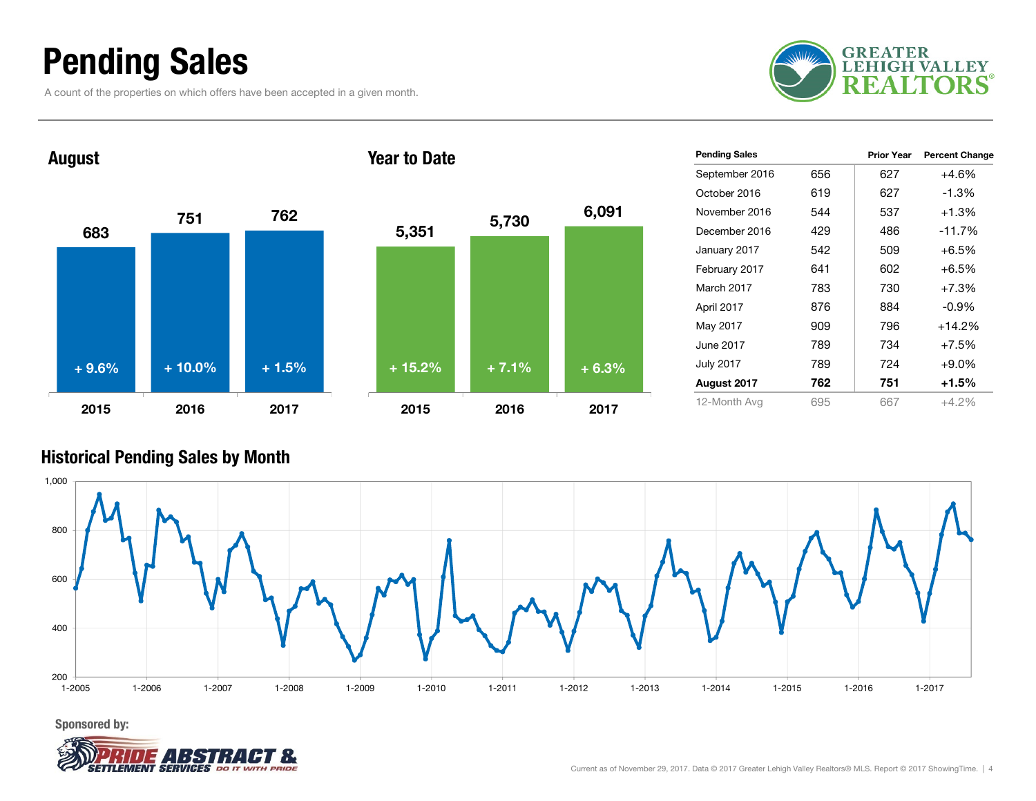# Pending Sales

A count of the properties on which offers have been accepted in a given month.

GREATER LEHIGH VALLEY REALTORS®

## August

683
751
762
+ 9.6%
+ 10.0%
+ 1.5%
2015
2016
2017

## Year to Date

5,351
5,730
6,091
+ 15.2%
+ 7.1%
+ 6.3%
2015
2016
2017

| Pending Sales | | Prior Year | Percent Change |
|---|---|---|---|
| September 2016 | 656 | 627 | +4.6% |
| October 2016 | 619 | 627 | -1.3% |
| November 2016 | 544 | 537 | +1.3% |
| December 2016 | 429 | 486 | -11.7% |
| January 2017 | 542 | 509 | +6.5% |
| February 2017 | 641 | 602 | +6.5% |
| March 2017 | 783 | 730 | +7.3% |
| April 2017 | 876 | 884 | -0.9% |
| May 2017 | 909 | 796 | +14.2% |
| June 2017 | 789 | 734 | +7.5% |
| July 2017 | 789 | 724 | +9.0% |
| **August 2017** | **762** | **751** | **+1.5%** |
| 12-Month Avg | 695 | 667 | +4.2% |

## Historical Pending Sales by Month

1,000
800
600
400
200
1-2005
1-2006
1-2007
1-2008
1-2009
1-2010
1-2011
1-2012
1-2013
1-2014
1-2015
1-2016
1-2017

Sponsored by:

PRIDE ABSTRACT & SETTLEMENT SERVICES DO IT WITH PRIDE

Current as of November 29, 2017. Data © 2017 Greater Lehigh Valley Realtors® MLS. Report © 2017 ShowingTime.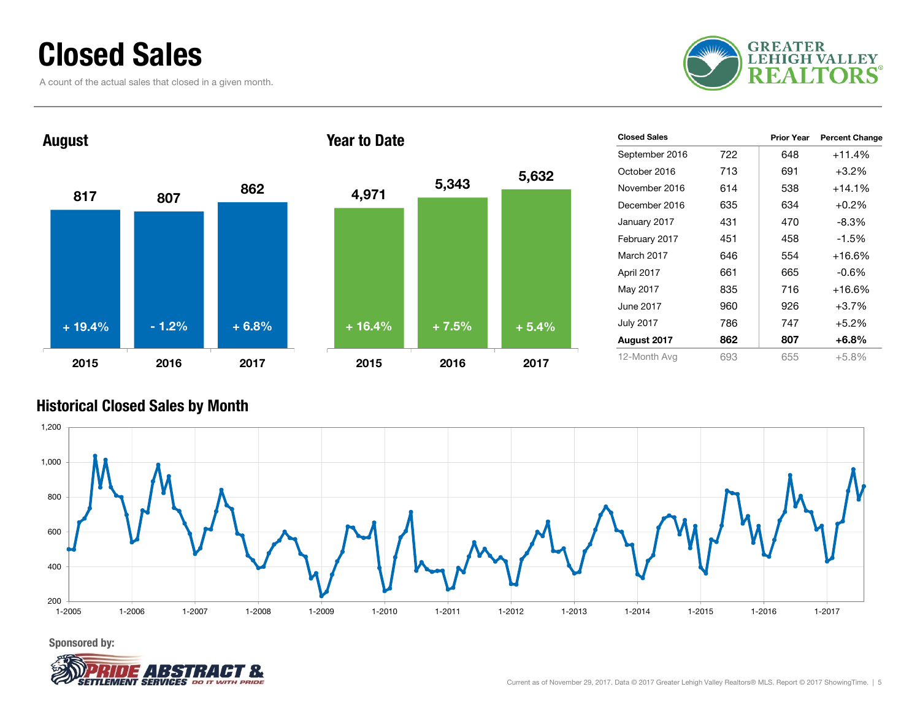# Closed Sales

A count of the actual sales that closed in a given month.

## August

| Year | Closed Sales | Change |
|---|---|---|
| 2015 | 817 | + 19.4% |
| 2016 | 807 | - 1.2% |
| 2017 | 862 | + 6.8% |

## Year to Date

| Year | Closed Sales | Change |
|---|---|---|
| 2015 | 4,971 | + 16.4% |
| 2016 | 5,343 | + 7.5% |
| 2017 | 5,632 | + 5.4% |

| Closed Sales | | Prior Year | Percent Change |
|---|---|---|---|
| September 2016 | 722 | 648 | +11.4% |
| October 2016 | 713 | 691 | +3.2% |
| November 2016 | 614 | 538 | +14.1% |
| December 2016 | 635 | 634 | +0.2% |
| January 2017 | 431 | 470 | -8.3% |
| February 2017 | 451 | 458 | -1.5% |
| March 2017 | 646 | 554 | +16.6% |
| April 2017 | 661 | 665 | -0.6% |
| May 2017 | 835 | 716 | +16.6% |
| June 2017 | 960 | 926 | +3.7% |
| July 2017 | 786 | 747 | +5.2% |
| **August 2017** | **862** | **807** | **+6.8%** |
| 12-Month Avg | 693 | 655 | +5.8% |

## Historical Closed Sales by Month

Sponsored by: Pride Abstract & Settlement Services — Do It With Pride

Current as of November 29, 2017. Data © 2017 Greater Lehigh Valley Realtors® MLS. Report © 2017 ShowingTime.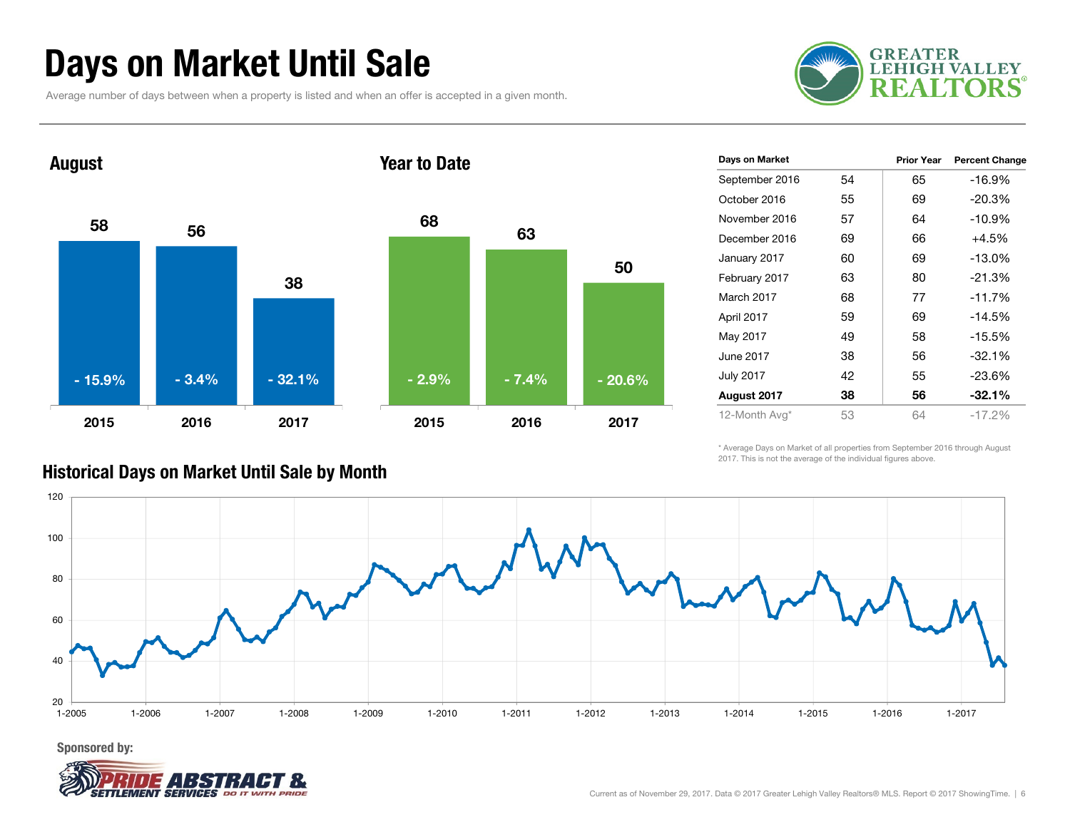# Days on Market Until Sale

Average number of days between when a property is listed and when an offer is accepted in a given month.

## August

58
56
38

- 15.9%
- 3.4%
- 32.1%

2015
2016
2017

## Year to Date

68
63
50

- 2.9%
- 7.4%
- 20.6%

2015
2016
2017

| Days on Market | | Prior Year | Percent Change |
|---|---|---|---|
| September 2016 | 54 | 65 | -16.9% |
| October 2016 | 55 | 69 | -20.3% |
| November 2016 | 57 | 64 | -10.9% |
| December 2016 | 69 | 66 | +4.5% |
| January 2017 | 60 | 69 | -13.0% |
| February 2017 | 63 | 80 | -21.3% |
| March 2017 | 68 | 77 | -11.7% |
| April 2017 | 59 | 69 | -14.5% |
| May 2017 | 49 | 58 | -15.5% |
| June 2017 | 38 | 56 | -32.1% |
| July 2017 | 42 | 55 | -23.6% |
| **August 2017** | **38** | **56** | **-32.1%** |
| 12-Month Avg* | 53 | 64 | -17.2% |

\* Average Days on Market of all properties from September 2016 through August 2017. This is not the average of the individual figures above.

## Historical Days on Market Until Sale by Month

120
100
80
60
40
20

1-2005
1-2006
1-2007
1-2008
1-2009
1-2010
1-2011
1-2012
1-2013
1-2014
1-2015
1-2016
1-2017

Sponsored by:

Current as of November 29, 2017. Data © 2017 Greater Lehigh Valley Realtors® MLS. Report © 2017 ShowingTime.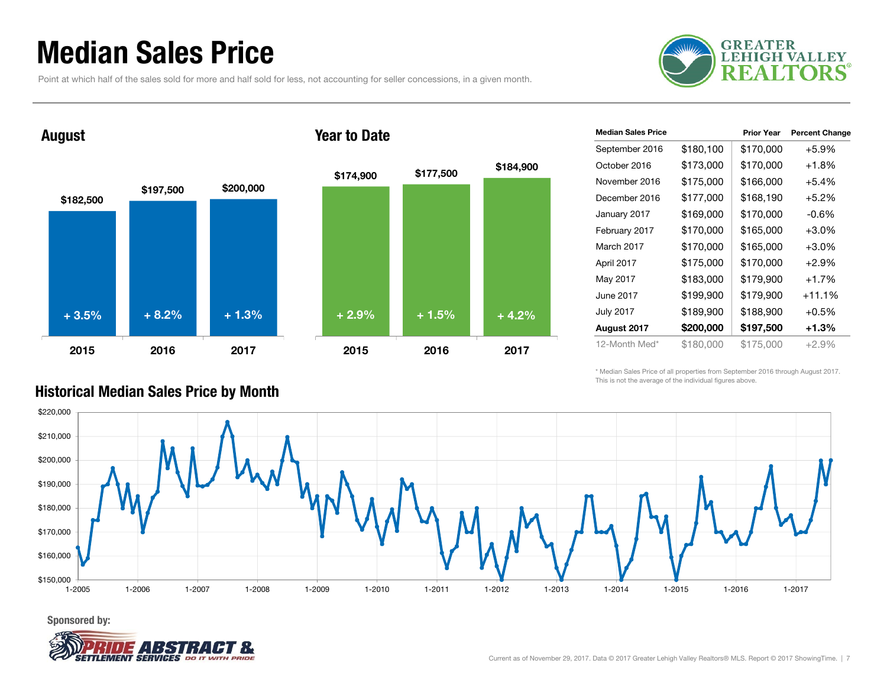# Median Sales Price

Point at which half of the sales sold for more and half sold for less, not accounting for seller concessions, in a given month.

GREATER LEHIGH VALLEY REALTORS®

## August

$182,500
$197,500
$200,000

+ 3.5%
+ 8.2%
+ 1.3%

2015
2016
2017

## Year to Date

$174,900
$177,500
$184,900

+ 2.9%
+ 1.5%
+ 4.2%

2015
2016
2017

| Median Sales Price | | Prior Year | Percent Change |
|---|---|---|---|
| September 2016 | $180,100 | $170,000 | +5.9% |
| October 2016 | $173,000 | $170,000 | +1.8% |
| November 2016 | $175,000 | $166,000 | +5.4% |
| December 2016 | $177,000 | $168,190 | +5.2% |
| January 2017 | $169,000 | $170,000 | -0.6% |
| February 2017 | $170,000 | $165,000 | +3.0% |
| March 2017 | $170,000 | $165,000 | +3.0% |
| April 2017 | $175,000 | $170,000 | +2.9% |
| May 2017 | $183,000 | $179,900 | +1.7% |
| June 2017 | $199,900 | $179,900 | +11.1% |
| July 2017 | $189,900 | $188,900 | +0.5% |
| **August 2017** | **$200,000** | **$197,500** | **+1.3%** |
| 12-Month Med* | $180,000 | $175,000 | +2.9% |

\* Median Sales Price of all properties from September 2016 through August 2017. This is not the average of the individual figures above.

## Historical Median Sales Price by Month

$220,000
$210,000
$200,000
$190,000
$180,000
$170,000
$160,000
$150,000

1-2005
1-2006
1-2007
1-2008
1-2009
1-2010
1-2011
1-2012
1-2013
1-2014
1-2015
1-2016
1-2017

Sponsored by: PRIDE ABSTRACT & SETTLEMENT SERVICES DO IT WITH PRIDE

Current as of November 29, 2017. Data © 2017 Greater Lehigh Valley Realtors® MLS. Report © 2017 ShowingTime.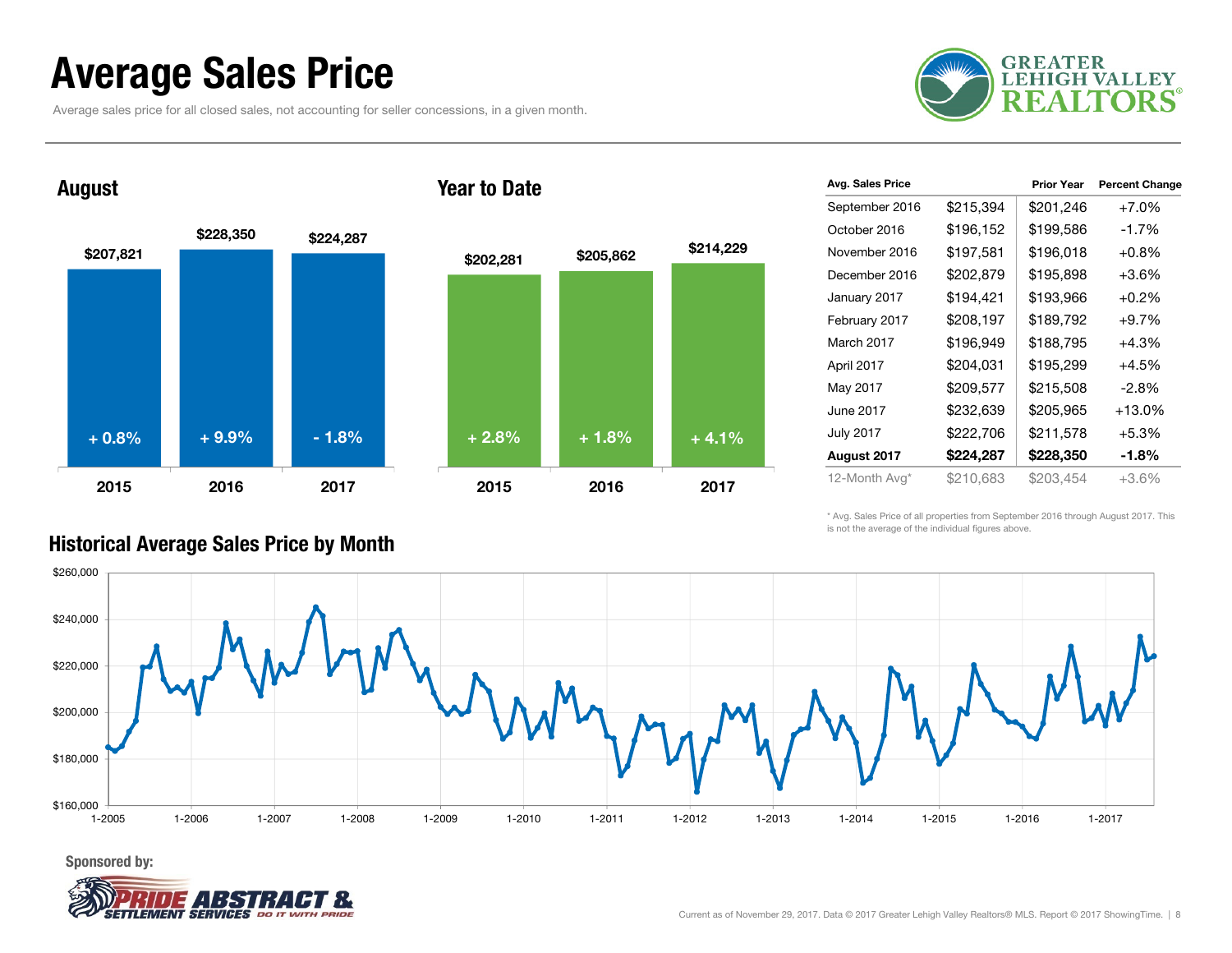# Average Sales Price

Average sales price for all closed sales, not accounting for seller concessions, in a given month.

GREATER LEHIGH VALLEY REALTORS®

## August

$207,821
+ 0.8%
2015

$228,350
+ 9.9%
2016

$224,287
- 1.8%
2017

## Year to Date

$202,281
+ 2.8%
2015

$205,862
+ 1.8%
2016

$214,229
+ 4.1%
2017

| Avg. Sales Price | | Prior Year | Percent Change |
|---|---|---|---|
| September 2016 | $215,394 | $201,246 | +7.0% |
| October 2016 | $196,152 | $199,586 | -1.7% |
| November 2016 | $197,581 | $196,018 | +0.8% |
| December 2016 | $202,879 | $195,898 | +3.6% |
| January 2017 | $194,421 | $193,966 | +0.2% |
| February 2017 | $208,197 | $189,792 | +9.7% |
| March 2017 | $196,949 | $188,795 | +4.3% |
| April 2017 | $204,031 | $195,299 | +4.5% |
| May 2017 | $209,577 | $215,508 | -2.8% |
| June 2017 | $232,639 | $205,965 | +13.0% |
| July 2017 | $222,706 | $211,578 | +5.3% |
| **August 2017** | **$224,287** | **$228,350** | **-1.8%** |
| 12-Month Avg* | $210,683 | $203,454 | +3.6% |

\* Avg. Sales Price of all properties from September 2016 through August 2017. This is not the average of the individual figures above.

## Historical Average Sales Price by Month

$260,000
$240,000
$220,000
$200,000
$180,000
$160,000

1-2005 1-2006 1-2007 1-2008 1-2009 1-2010 1-2011 1-2012 1-2013 1-2014 1-2015 1-2016 1-2017

Sponsored by:

PRIDE ABSTRACT & SETTLEMENT SERVICES DO IT WITH PRIDE

Current as of November 29, 2017. Data © 2017 Greater Lehigh Valley Realtors® MLS. Report © 2017 ShowingTime.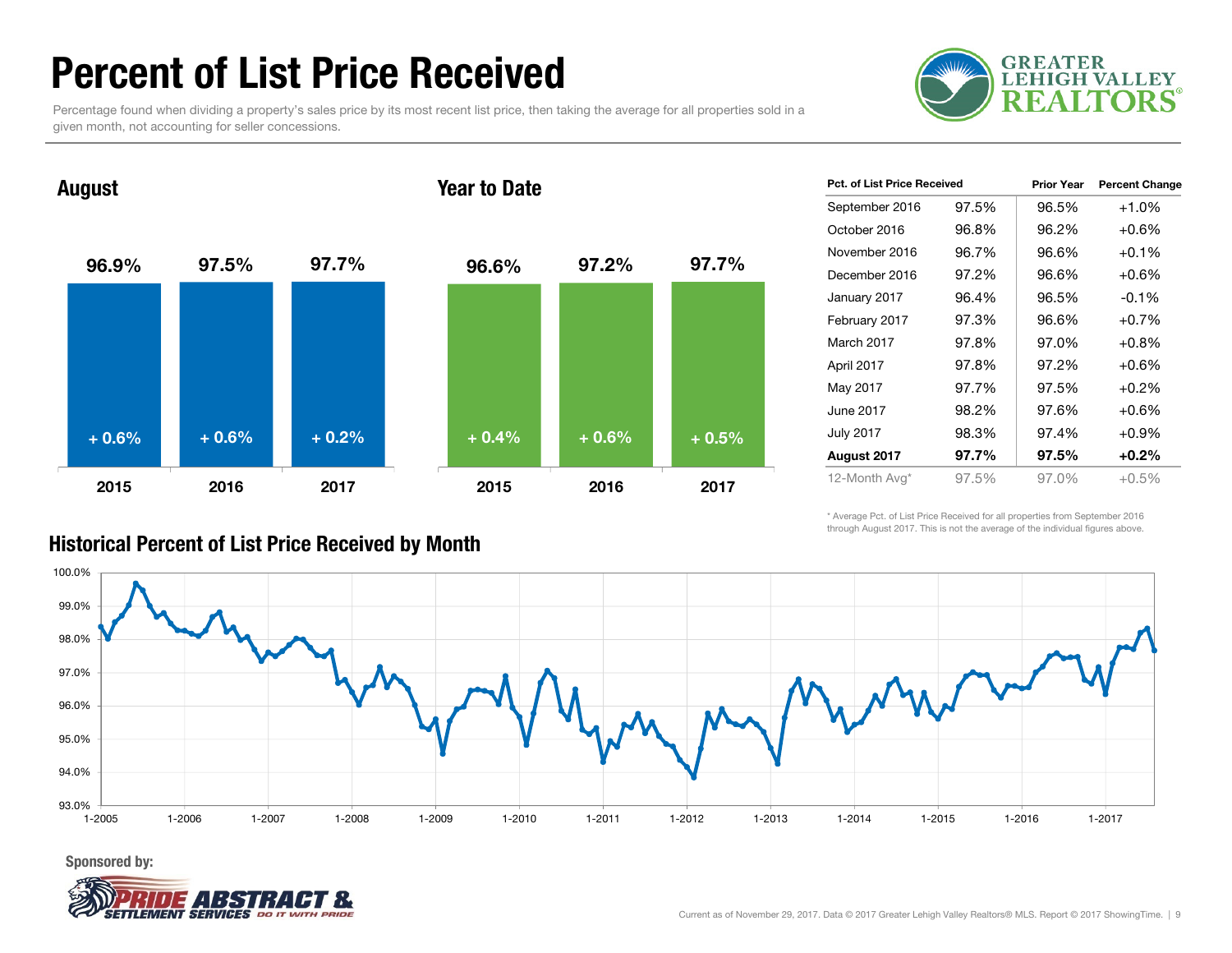# Percent of List Price Received

Percentage found when dividing a property's sales price by its most recent list price, then taking the average for all properties sold in a given month, not accounting for seller concessions.

GREATER LEHIGH VALLEY REALTORS®

## August

96.9%
97.5%
97.7%

+ 0.6%
+ 0.6%
+ 0.2%

2015
2016
2017

## Year to Date

96.6%
97.2%
97.7%

+ 0.4%
+ 0.6%
+ 0.5%

2015
2016
2017

| Pct. of List Price Received | | Prior Year | Percent Change |
|---|---|---|---|
| September 2016 | 97.5% | 96.5% | +1.0% |
| October 2016 | 96.8% | 96.2% | +0.6% |
| November 2016 | 96.7% | 96.6% | +0.1% |
| December 2016 | 97.2% | 96.6% | +0.6% |
| January 2017 | 96.4% | 96.5% | -0.1% |
| February 2017 | 97.3% | 96.6% | +0.7% |
| March 2017 | 97.8% | 97.0% | +0.8% |
| April 2017 | 97.8% | 97.2% | +0.6% |
| May 2017 | 97.7% | 97.5% | +0.2% |
| June 2017 | 98.2% | 97.6% | +0.6% |
| July 2017 | 98.3% | 97.4% | +0.9% |
| **August 2017** | **97.7%** | **97.5%** | **+0.2%** |
| 12-Month Avg* | 97.5% | 97.0% | +0.5% |

* Average Pct. of List Price Received for all properties from September 2016 through August 2017. This is not the average of the individual figures above.

## Historical Percent of List Price Received by Month

100.0%
99.0%
98.0%
97.0%
96.0%
95.0%
94.0%
93.0%

1-2005
1-2006
1-2007
1-2008
1-2009
1-2010
1-2011
1-2012
1-2013
1-2014
1-2015
1-2016
1-2017

Sponsored by:

PRIDE ABSTRACT & SETTLEMENT SERVICES DO IT WITH PRIDE

Current as of November 29, 2017. Data © 2017 Greater Lehigh Valley Realtors® MLS. Report © 2017 ShowingTime.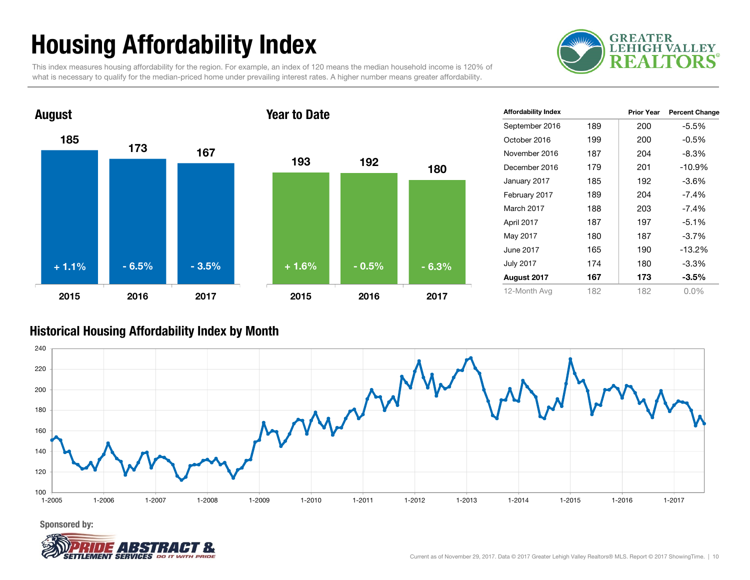# Housing Affordability Index

This index measures housing affordability for the region. For example, an index of 120 means the median household income is 120% of what is necessary to qualify for the median-priced home under prevailing interest rates. A higher number means greater affordability.

GREATER LEHIGH VALLEY REALTORS®

## August

185
173
167
+ 1.1%
- 6.5%
- 3.5%
2015
2016
2017

## Year to Date

193
192
180
+ 1.6%
- 0.5%
- 6.3%
2015
2016
2017

| Affordability Index | | Prior Year | Percent Change |
|---|---|---|---|
| September 2016 | 189 | 200 | -5.5% |
| October 2016 | 199 | 200 | -0.5% |
| November 2016 | 187 | 204 | -8.3% |
| December 2016 | 179 | 201 | -10.9% |
| January 2017 | 185 | 192 | -3.6% |
| February 2017 | 189 | 204 | -7.4% |
| March 2017 | 188 | 203 | -7.4% |
| April 2017 | 187 | 197 | -5.1% |
| May 2017 | 180 | 187 | -3.7% |
| June 2017 | 165 | 190 | -13.2% |
| July 2017 | 174 | 180 | -3.3% |
| **August 2017** | **167** | **173** | **-3.5%** |
| 12-Month Avg | 182 | 182 | 0.0% |

## Historical Housing Affordability Index by Month

240
220
200
180
160
140
120
100
1-2005
1-2006
1-2007
1-2008
1-2009
1-2010
1-2011
1-2012
1-2013
1-2014
1-2015
1-2016
1-2017

Sponsored by:

PRIDE ABSTRACT & SETTLEMENT SERVICES DO IT WITH PRIDE

Current as of November 29, 2017. Data © 2017 Greater Lehigh Valley Realtors® MLS. Report © 2017 ShowingTime.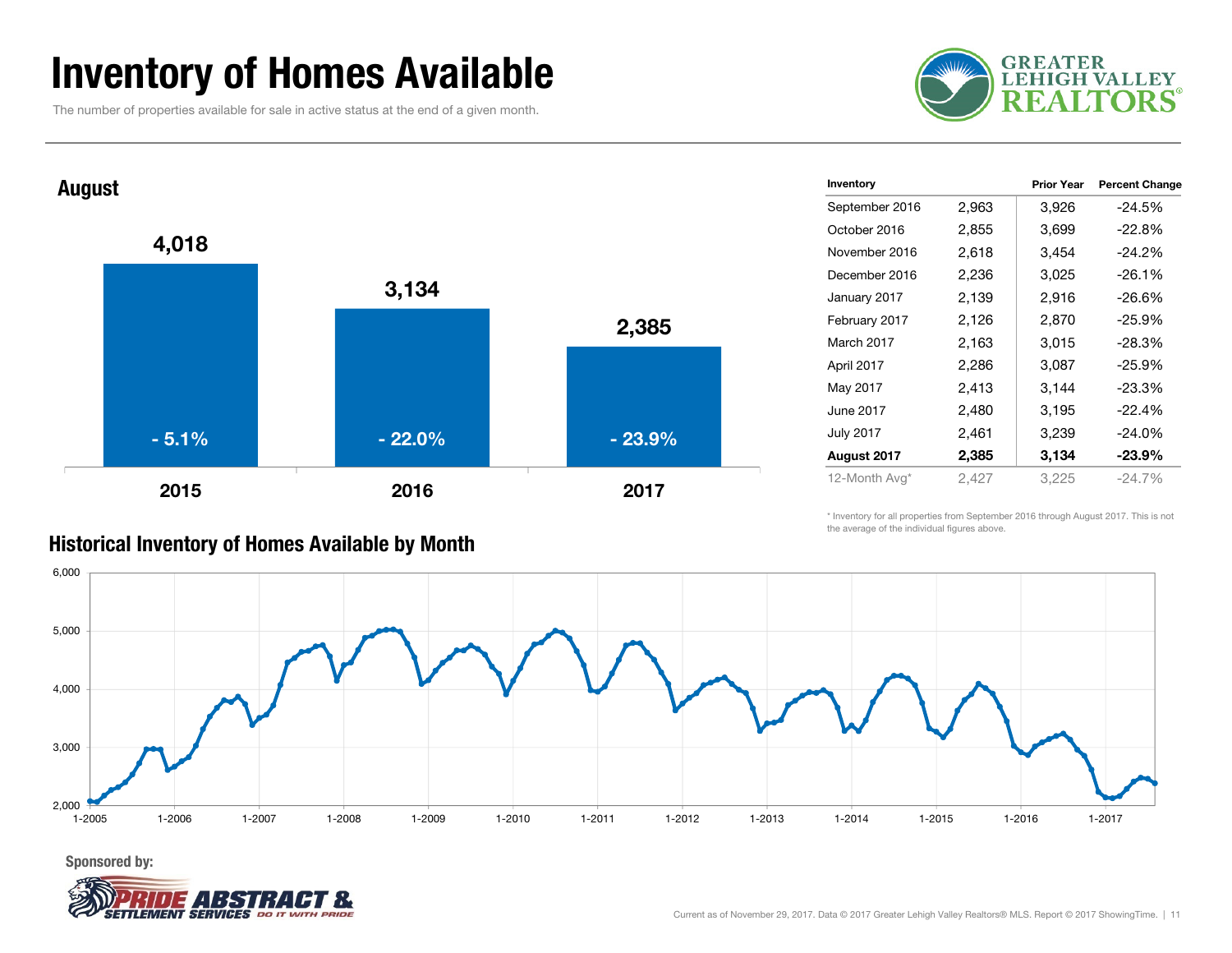# Inventory of Homes Available

The number of properties available for sale in active status at the end of a given month.

**GREATER LEHIGH VALLEY REALTORS®**

## August

4,018
3,134
2,385

- 5.1%
- 22.0%
- 23.9%

2015
2016
2017

| Inventory | | Prior Year | Percent Change |
|---|---|---|---|
| September 2016 | 2,963 | 3,926 | -24.5% |
| October 2016 | 2,855 | 3,699 | -22.8% |
| November 2016 | 2,618 | 3,454 | -24.2% |
| December 2016 | 2,236 | 3,025 | -26.1% |
| January 2017 | 2,139 | 2,916 | -26.6% |
| February 2017 | 2,126 | 2,870 | -25.9% |
| March 2017 | 2,163 | 3,015 | -28.3% |
| April 2017 | 2,286 | 3,087 | -25.9% |
| May 2017 | 2,413 | 3,144 | -23.3% |
| June 2017 | 2,480 | 3,195 | -22.4% |
| July 2017 | 2,461 | 3,239 | -24.0% |
| **August 2017** | **2,385** | **3,134** | **-23.9%** |
| 12-Month Avg* | 2,427 | 3,225 | -24.7% |

\* Inventory for all properties from September 2016 through August 2017. This is not the average of the individual figures above.

## Historical Inventory of Homes Available by Month

6,000
5,000
4,000
3,000
2,000

1-2005
1-2006
1-2007
1-2008
1-2009
1-2010
1-2011
1-2012
1-2013
1-2014
1-2015
1-2016
1-2017

**Sponsored by:**

PRIDE ABSTRACT & SETTLEMENT SERVICES DO IT WITH PRIDE

Current as of November 29, 2017. Data © 2017 Greater Lehigh Valley Realtors® MLS. Report © 2017 ShowingTime.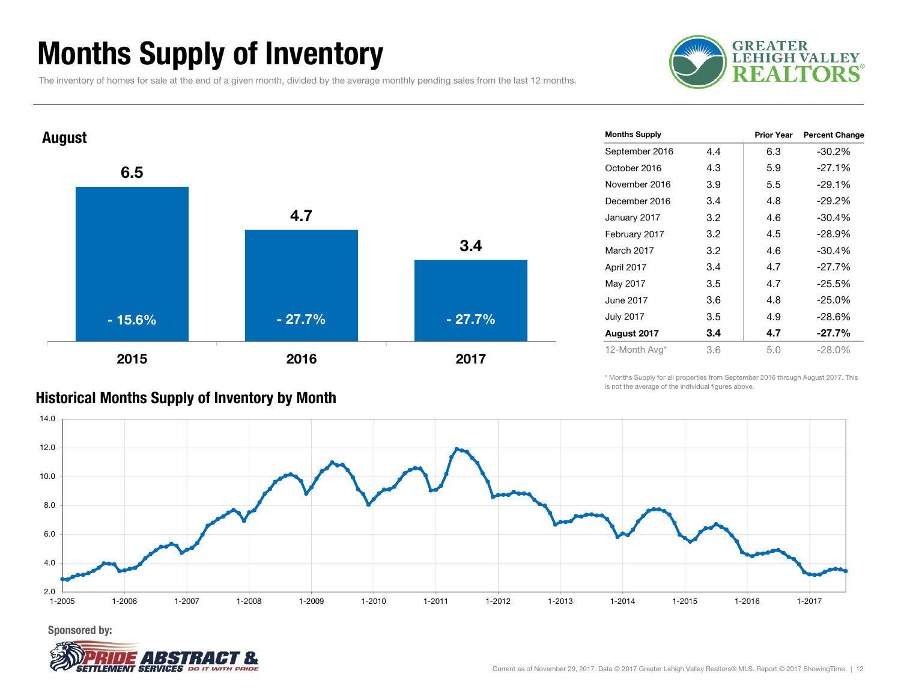# Months Supply of Inventory

The inventory of homes for sale at the end of a given month, divided by the average monthly pending sales from the last 12 months.

## August

6.5
4.7
3.4

- 15.6%
- 27.7%
- 27.7%

2015
2016
2017

| Months Supply | | Prior Year | Percent Change |
|---|---|---|---|
| September 2016 | 4.4 | 6.3 | -30.2% |
| October 2016 | 4.3 | 5.9 | -27.1% |
| November 2016 | 3.9 | 5.5 | -29.1% |
| December 2016 | 3.4 | 4.8 | -29.2% |
| January 2017 | 3.2 | 4.6 | -30.4% |
| February 2017 | 3.2 | 4.5 | -28.9% |
| March 2017 | 3.2 | 4.6 | -30.4% |
| April 2017 | 3.4 | 4.7 | -27.7% |
| May 2017 | 3.5 | 4.7 | -25.5% |
| June 2017 | 3.6 | 4.8 | -25.0% |
| July 2017 | 3.5 | 4.9 | -28.6% |
| **August 2017** | **3.4** | **4.7** | **-27.7%** |
| 12-Month Avg* | 3.6 | 5.0 | -28.0% |

\* Months Supply for all properties from September 2016 through August 2017. This is not the average of the individual figures above.

## Historical Months Supply of Inventory by Month

14.0
12.0
10.0
8.0
6.0
4.0
2.0

1-2005
1-2006
1-2007
1-2008
1-2009
1-2010
1-2011
1-2012
1-2013
1-2014
1-2015
1-2016
1-2017

**Sponsored by:**

Current as of November 29, 2017. Data © 2017 Greater Lehigh Valley Realtors® MLS. Report © 2017 ShowingTime.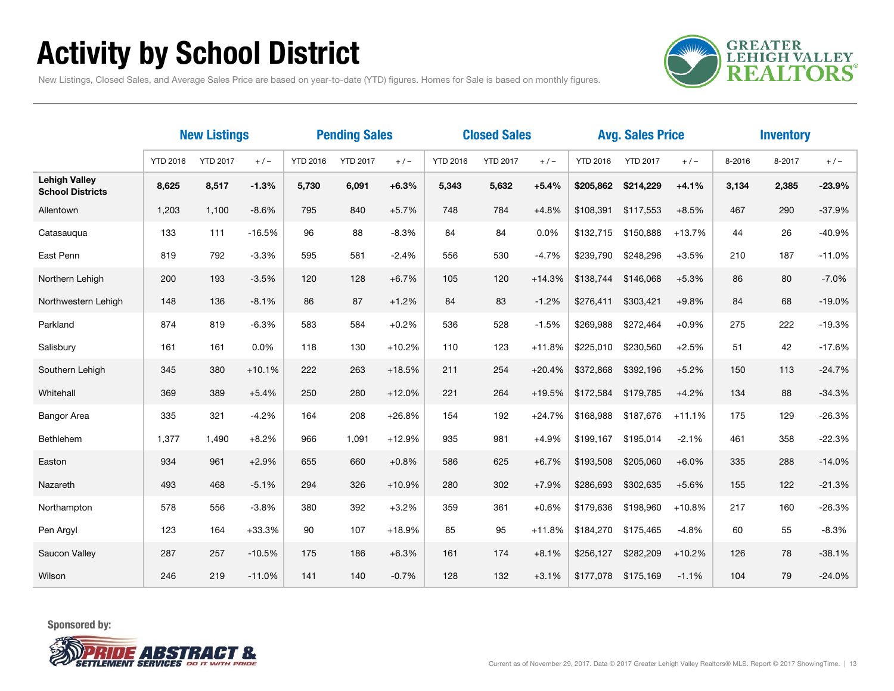# Activity by School District

New Listings, Closed Sales, and Average Sales Price are based on year-to-date (YTD) figures. Homes for Sale is based on monthly figures.

| | New Listings | | | Pending Sales | | | Closed Sales | | | Avg. Sales Price | | | Inventory | | |
|---|---|---|---|---|---|---|---|---|---|---|---|---|---|---|---|
| | YTD 2016 | YTD 2017 | + / – | YTD 2016 | YTD 2017 | + / – | YTD 2016 | YTD 2017 | + / – | YTD 2016 | YTD 2017 | + / – | 8-2016 | 8-2017 | + / – |
| **Lehigh Valley School Districts** | **8,625** | **8,517** | **-1.3%** | **5,730** | **6,091** | **+6.3%** | **5,343** | **5,632** | **+5.4%** | **$205,862** | **$214,229** | **+4.1%** | **3,134** | **2,385** | **-23.9%** |
| Allentown | 1,203 | 1,100 | -8.6% | 795 | 840 | +5.7% | 748 | 784 | +4.8% | $108,391 | $117,553 | +8.5% | 467 | 290 | -37.9% |
| Catasauqua | 133 | 111 | -16.5% | 96 | 88 | -8.3% | 84 | 84 | 0.0% | $132,715 | $150,888 | +13.7% | 44 | 26 | -40.9% |
| East Penn | 819 | 792 | -3.3% | 595 | 581 | -2.4% | 556 | 530 | -4.7% | $239,790 | $248,296 | +3.5% | 210 | 187 | -11.0% |
| Northern Lehigh | 200 | 193 | -3.5% | 120 | 128 | +6.7% | 105 | 120 | +14.3% | $138,744 | $146,068 | +5.3% | 86 | 80 | -7.0% |
| Northwestern Lehigh | 148 | 136 | -8.1% | 86 | 87 | +1.2% | 84 | 83 | -1.2% | $276,411 | $303,421 | +9.8% | 84 | 68 | -19.0% |
| Parkland | 874 | 819 | -6.3% | 583 | 584 | +0.2% | 536 | 528 | -1.5% | $269,988 | $272,464 | +0.9% | 275 | 222 | -19.3% |
| Salisbury | 161 | 161 | 0.0% | 118 | 130 | +10.2% | 110 | 123 | +11.8% | $225,010 | $230,560 | +2.5% | 51 | 42 | -17.6% |
| Southern Lehigh | 345 | 380 | +10.1% | 222 | 263 | +18.5% | 211 | 254 | +20.4% | $372,868 | $392,196 | +5.2% | 150 | 113 | -24.7% |
| Whitehall | 369 | 389 | +5.4% | 250 | 280 | +12.0% | 221 | 264 | +19.5% | $172,584 | $179,785 | +4.2% | 134 | 88 | -34.3% |
| Bangor Area | 335 | 321 | -4.2% | 164 | 208 | +26.8% | 154 | 192 | +24.7% | $168,988 | $187,676 | +11.1% | 175 | 129 | -26.3% |
| Bethlehem | 1,377 | 1,490 | +8.2% | 966 | 1,091 | +12.9% | 935 | 981 | +4.9% | $199,167 | $195,014 | -2.1% | 461 | 358 | -22.3% |
| Easton | 934 | 961 | +2.9% | 655 | 660 | +0.8% | 586 | 625 | +6.7% | $193,508 | $205,060 | +6.0% | 335 | 288 | -14.0% |
| Nazareth | 493 | 468 | -5.1% | 294 | 326 | +10.9% | 280 | 302 | +7.9% | $286,693 | $302,635 | +5.6% | 155 | 122 | -21.3% |
| Northampton | 578 | 556 | -3.8% | 380 | 392 | +3.2% | 359 | 361 | +0.6% | $179,636 | $198,960 | +10.8% | 217 | 160 | -26.3% |
| Pen Argyl | 123 | 164 | +33.3% | 90 | 107 | +18.9% | 85 | 95 | +11.8% | $184,270 | $175,465 | -4.8% | 60 | 55 | -8.3% |
| Saucon Valley | 287 | 257 | -10.5% | 175 | 186 | +6.3% | 161 | 174 | +8.1% | $256,127 | $282,209 | +10.2% | 126 | 78 | -38.1% |
| Wilson | 246 | 219 | -11.0% | 141 | 140 | -0.7% | 128 | 132 | +3.1% | $177,078 | $175,169 | -1.1% | 104 | 79 | -24.0% |

Sponsored by: Pride Abstract & Settlement Services — Do it with pride

Current as of November 29, 2017. Data © 2017 Greater Lehigh Valley Realtors® MLS. Report © 2017 ShowingTime.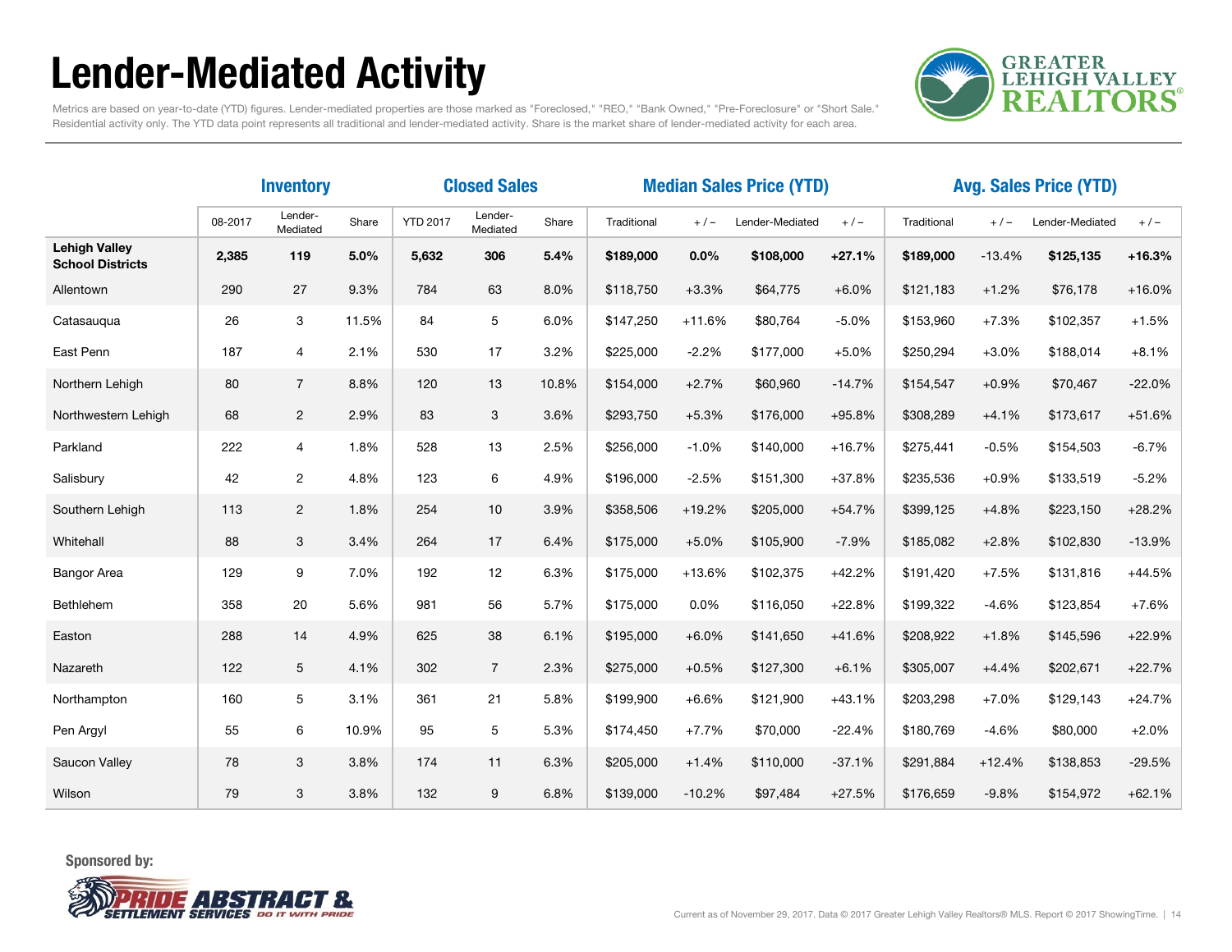# Lender-Mediated Activity

Metrics are based on year-to-date (YTD) figures. Lender-mediated properties are those marked as "Foreclosed," "REO," "Bank Owned," "Pre-Foreclosure" or "Short Sale." Residential activity only. The YTD data point represents all traditional and lender-mediated activity. Share is the market share of lender-mediated activity for each area.

| | Inventory | | | Closed Sales | | | Median Sales Price (YTD) | | | | Avg. Sales Price (YTD) | | | |
|---|---|---|---|---|---|---|---|---|---|---|---|---|---|---|
| | 08-2017 | Lender-Mediated | Share | YTD 2017 | Lender-Mediated | Share | Traditional | + / – | Lender-Mediated | + / – | Traditional | + / – | Lender-Mediated | + / – |
| **Lehigh Valley School Districts** | **2,385** | **119** | **5.0%** | **5,632** | **306** | **5.4%** | **$189,000** | **0.0%** | **$108,000** | **+27.1%** | **$189,000** | -13.4% | **$125,135** | **+16.3%** |
| Allentown | 290 | 27 | 9.3% | 784 | 63 | 8.0% | $118,750 | +3.3% | $64,775 | +6.0% | $121,183 | +1.2% | $76,178 | +16.0% |
| Catasauqua | 26 | 3 | 11.5% | 84 | 5 | 6.0% | $147,250 | +11.6% | $80,764 | -5.0% | $153,960 | +7.3% | $102,357 | +1.5% |
| East Penn | 187 | 4 | 2.1% | 530 | 17 | 3.2% | $225,000 | -2.2% | $177,000 | +5.0% | $250,294 | +3.0% | $188,014 | +8.1% |
| Northern Lehigh | 80 | 7 | 8.8% | 120 | 13 | 10.8% | $154,000 | +2.7% | $60,960 | -14.7% | $154,547 | +0.9% | $70,467 | -22.0% |
| Northwestern Lehigh | 68 | 2 | 2.9% | 83 | 3 | 3.6% | $293,750 | +5.3% | $176,000 | +95.8% | $308,289 | +4.1% | $173,617 | +51.6% |
| Parkland | 222 | 4 | 1.8% | 528 | 13 | 2.5% | $256,000 | -1.0% | $140,000 | +16.7% | $275,441 | -0.5% | $154,503 | -6.7% |
| Salisbury | 42 | 2 | 4.8% | 123 | 6 | 4.9% | $196,000 | -2.5% | $151,300 | +37.8% | $235,536 | +0.9% | $133,519 | -5.2% |
| Southern Lehigh | 113 | 2 | 1.8% | 254 | 10 | 3.9% | $358,506 | +19.2% | $205,000 | +54.7% | $399,125 | +4.8% | $223,150 | +28.2% |
| Whitehall | 88 | 3 | 3.4% | 264 | 17 | 6.4% | $175,000 | +5.0% | $105,900 | -7.9% | $185,082 | +2.8% | $102,830 | -13.9% |
| Bangor Area | 129 | 9 | 7.0% | 192 | 12 | 6.3% | $175,000 | +13.6% | $102,375 | +42.2% | $191,420 | +7.5% | $131,816 | +44.5% |
| Bethlehem | 358 | 20 | 5.6% | 981 | 56 | 5.7% | $175,000 | 0.0% | $116,050 | +22.8% | $199,322 | -4.6% | $123,854 | +7.6% |
| Easton | 288 | 14 | 4.9% | 625 | 38 | 6.1% | $195,000 | +6.0% | $141,650 | +41.6% | $208,922 | +1.8% | $145,596 | +22.9% |
| Nazareth | 122 | 5 | 4.1% | 302 | 7 | 2.3% | $275,000 | +0.5% | $127,300 | +6.1% | $305,007 | +4.4% | $202,671 | +22.7% |
| Northampton | 160 | 5 | 3.1% | 361 | 21 | 5.8% | $199,900 | +6.6% | $121,900 | +43.1% | $203,298 | +7.0% | $129,143 | +24.7% |
| Pen Argyl | 55 | 6 | 10.9% | 95 | 5 | 5.3% | $174,450 | +7.7% | $70,000 | -22.4% | $180,769 | -4.6% | $80,000 | +2.0% |
| Saucon Valley | 78 | 3 | 3.8% | 174 | 11 | 6.3% | $205,000 | +1.4% | $110,000 | -37.1% | $291,884 | +12.4% | $138,853 | -29.5% |
| Wilson | 79 | 3 | 3.8% | 132 | 9 | 6.8% | $139,000 | -10.2% | $97,484 | +27.5% | $176,659 | -9.8% | $154,972 | +62.1% |

Sponsored by:

Current as of November 29, 2017. Data © 2017 Greater Lehigh Valley Realtors® MLS. Report © 2017 ShowingTime.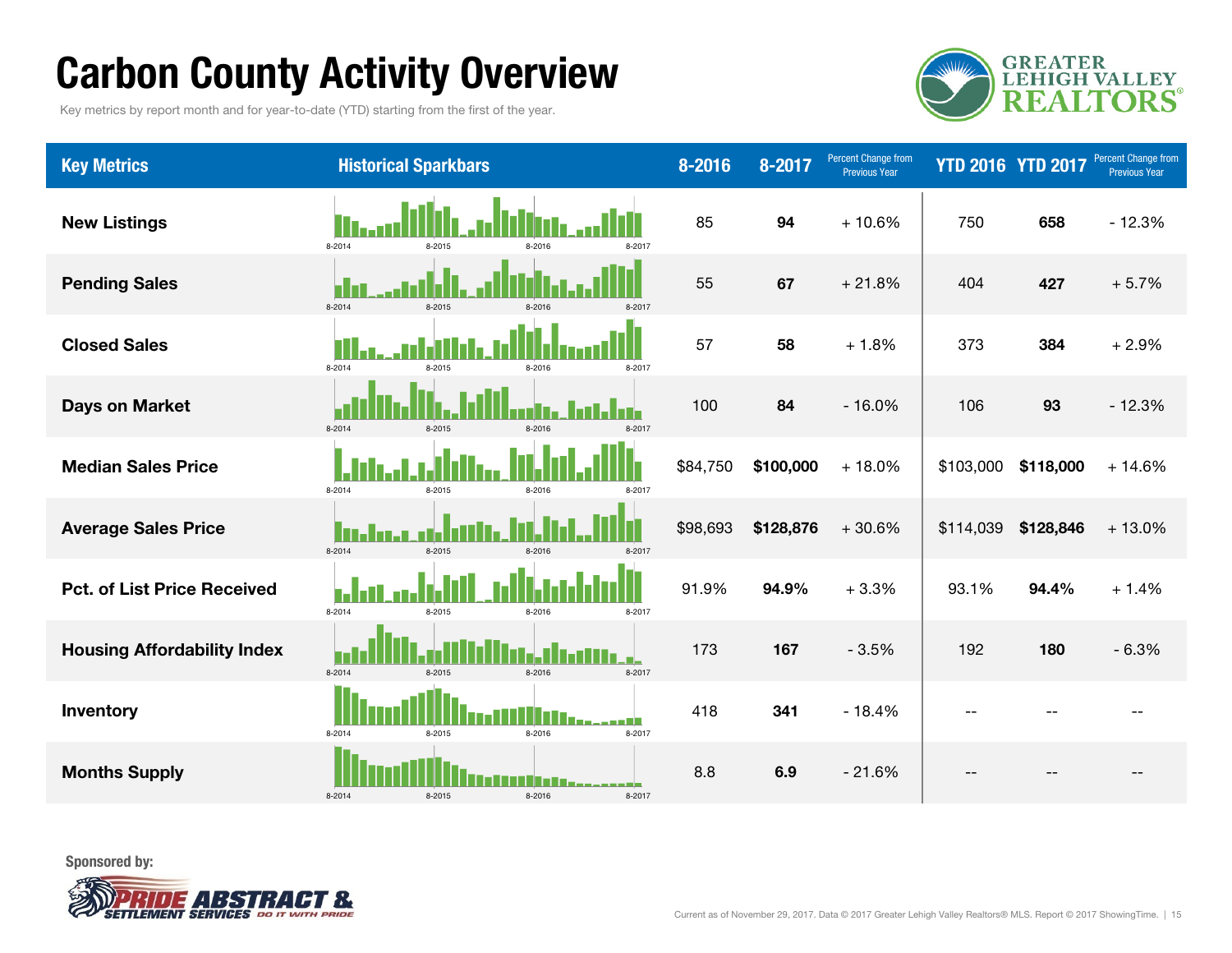# Carbon County Activity Overview

Key metrics by report month and for year-to-date (YTD) starting from the first of the year.

GREATER LEHIGH VALLEY REALTORS®

| Key Metrics | Historical Sparkbars | 8-2016 | 8-2017 | Percent Change from Previous Year | YTD 2016 | YTD 2017 | Percent Change from Previous Year |
|---|---|---|---|---|---|---|---|
| New Listings | 8-2014 8-2015 8-2016 8-2017 | 85 | **94** | + 10.6% | 750 | **658** | - 12.3% |
| Pending Sales | 8-2014 8-2015 8-2016 8-2017 | 55 | **67** | + 21.8% | 404 | **427** | + 5.7% |
| Closed Sales | 8-2014 8-2015 8-2016 8-2017 | 57 | **58** | + 1.8% | 373 | **384** | + 2.9% |
| Days on Market | 8-2014 8-2015 8-2016 8-2017 | 100 | **84** | - 16.0% | 106 | **93** | - 12.3% |
| Median Sales Price | 8-2014 8-2015 8-2016 8-2017 | $84,750 | **$100,000** | + 18.0% | $103,000 | **$118,000** | + 14.6% |
| Average Sales Price | 8-2014 8-2015 8-2016 8-2017 | $98,693 | **$128,876** | + 30.6% | $114,039 | **$128,846** | + 13.0% |
| Pct. of List Price Received | 8-2014 8-2015 8-2016 8-2017 | 91.9% | **94.9%** | + 3.3% | 93.1% | **94.4%** | + 1.4% |
| Housing Affordability Index | 8-2014 8-2015 8-2016 8-2017 | 173 | **167** | - 3.5% | 192 | **180** | - 6.3% |
| Inventory | 8-2014 8-2015 8-2016 8-2017 | 418 | **341** | - 18.4% | -- | -- | -- |
| Months Supply | 8-2014 8-2015 8-2016 8-2017 | 8.8 | **6.9** | - 21.6% | -- | -- | -- |

Sponsored by:

PRIDE ABSTRACT & SETTLEMENT SERVICES DO IT WITH PRIDE

Current as of November 29, 2017. Data © 2017 Greater Lehigh Valley Realtors® MLS. Report © 2017 ShowingTime.